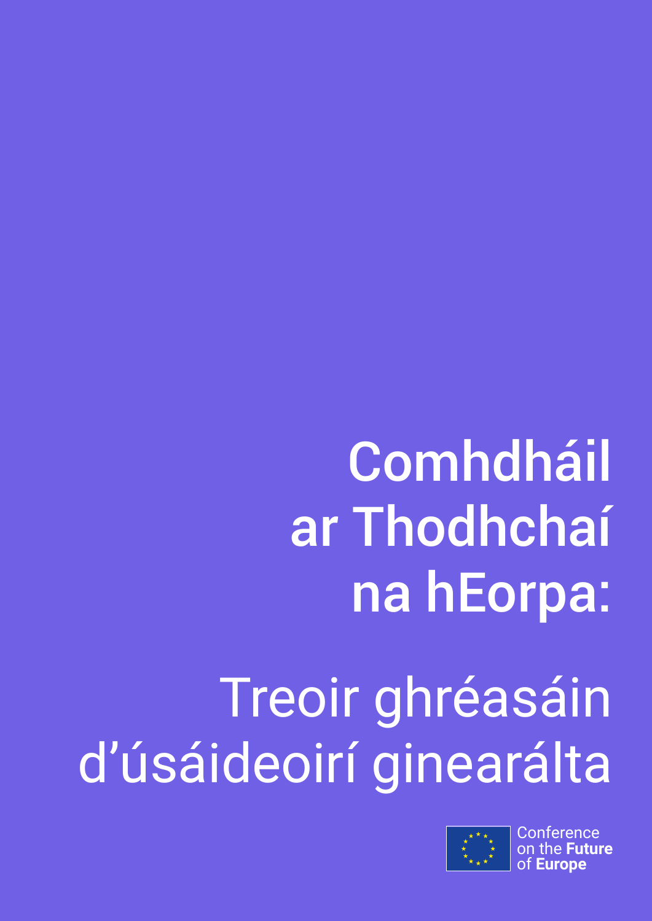# Comhdháil ar Thodhchaí na hEorpa:

## Treoir ghréasáin d'úsáideoirí ginearálta

Conference on the **Future** of **Europe**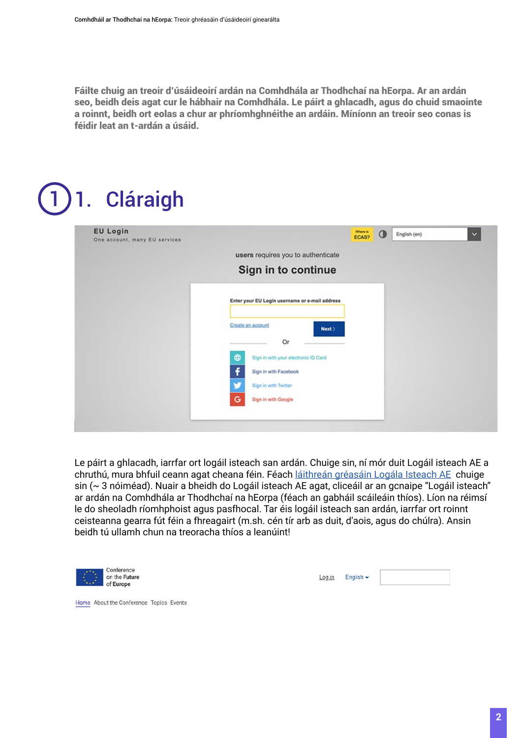**Fáilte chuig an treoir d'úsáideoirí ardán na Comhdhála ar Thodhchaí na hEorpa. Ar an ardán seo, beidh deis agat cur le hábhair na Comhdhála. Le páirt a ghlacadh, agus do chuid smaointe a roinnt, beidh ort eolas a chur ar phríomhghnéithe an ardáin. Míníonn an treoir seo conas is féidir leat an t-ardán a úsáid.**

# 1. Cláraigh

Le páirt a ghlacadh, iarrfar ort logáil isteach san ardán. Chuige sin, ní mór duit Logáil isteach AE a chruthú, mura bhfuil ceann agat cheana féin. Féach [láithreán gréasáin Logála Isteach AE](#) chuige sin (~ 3 nóiméad). Nuair a bheidh do Logáil isteach AE agat, cliceáil ar an gcnaipe "Logáil isteach" ar ardán na Comhdhála ar Thodhchaí na hEorpa (féach an gabháil scáileáin thíos). Líon na réimsí le do sheoladh ríomhphoist agus pasfhocal. Tar éis logáil isteach san ardán, iarrfar ort roinnt ceisteanna gearra fút féin a fhreagairt (m.sh. cén tír arb as duit, d'aois, agus do chúlra). Ansin beidh tú ullamh chun na treoracha thíos a leanúint!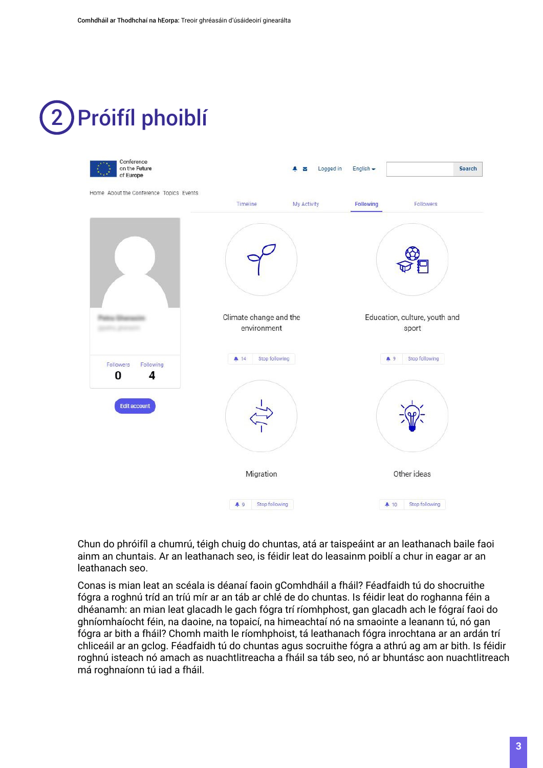# 2 Próifíl phoiblí

Chun do phróifíl a chumrú, téigh chuig do chuntas, atá ar taispeáint ar an leathanach baile faoi ainm an chuntais. Ar an leathanach seo, is féidir leat do leasainm poiblí a chur in eagar ar an leathanach seo.

Conas is mian leat an scéala is déanaí faoin gComhdháil a fháil? Féadfaidh tú do shocruithe fógra a roghnú tríd an tríú mír ar an táb ar chlé de do chuntas. Is féidir leat do roghanna féin a dhéanamh: an mian leat glacadh le gach fógra trí ríomhphost, gan glacadh ach le fógraí faoi do ghníomhaíocht féin, na daoine, na topaicí, na himeachtaí nó na smaointe a leanann tú, nó gan fógra ar bith a fháil? Chomh maith le ríomhphoist, tá leathanach fógra inrochtana ar an ardán trí chliceáil ar an gclog. Féadfaidh tú do chuntas agus socruithe fógra a athrú ag am ar bith. Is féidir roghnú isteach nó amach as nuachtlitreacha a fháil sa táb seo, nó ar bhuntásc aon nuachtlitreach má roghnaíonn tú iad a fháil.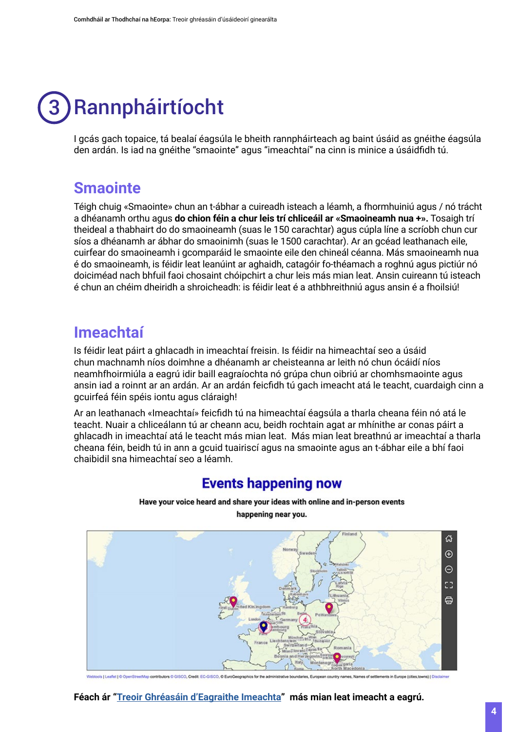# 3 Rannpháirtíocht

I gcás gach topaice, tá bealaí éagsúla le bheith rannpháirteach ag baint úsáid as gnéithe éagsúla den ardán. Is iad na gnéithe "smaointe" agus "imeachtaí" na cinn is minice a úsáidfidh tú.

## Smaointe

Téigh chuig «Smaointe» chun an t-ábhar a cuireadh isteach a léamh, a fhormhuiniú agus / nó trácht a dhéanamh orthu agus **do chion féin a chur leis trí chliceáil ar «Smaoineamh nua +».** Tosaigh trí theideal a thabhairt do do smaoineamh (suas le 150 carachtar) agus cúpla líne a scríobh chun cur síos a dhéanamh ar ábhar do smaoinimh (suas le 1500 carachtar). Ar an gcéad leathanach eile, cuirfear do smaoineamh i gcomparáid le smaointe eile den chineál céanna. Más smaoineamh nua é do smaoineamh, is féidir leat leanúint ar aghaidh, catagóir fo-théamach a roghnú agus pictiúr nó doiciméad nach bhfuil faoi chosaint chóipchirt a chur leis más mian leat. Ansin cuireann tú isteach é chun an chéim dheiridh a shroicheadh: is féidir leat é a athbhreithniú agus ansin é a fhoilsiú!

## Imeachtaí

Is féidir leat páirt a ghlacadh in imeachtaí freisin. Is féidir na himeachtaí seo a úsáid chun machnamh níos doimhne a dhéanamh ar cheisteanna ar leith nó chun ócáidí níos neamhfhoirmiúla a eagrú idir baill eagraíochta nó grúpa chun oibriú ar chomhsmaointe agus ansin iad a roinnt ar an ardán. Ar an ardán feicfidh tú gach imeacht atá le teacht, cuardaigh cinn a gcuirfeá féin spéis iontu agus cláraigh!

Ar an leathanach «Imeachtaí» feicfidh tú na himeachtaí éagsúla a tharla cheana féin nó atá le teacht. Nuair a chliceálann tú ar cheann acu, beidh rochtain agat ar mhínithe ar conas páirt a ghlacadh in imeachtaí atá le teacht más mian leat. Más mian leat breathnú ar imeachtaí a tharla cheana féin, beidh tú in ann a gcuid tuairiscí agus na smaointe agus an t-ábhar eile a bhí faoi chaibidil sna himeachtaí seo a léamh.

**Events happening now**

Have your voice heard and share your ideas with online and in-person events happening near you.

Webtools | Leaflet | © OpenStreetMap contributors © GISCO, Credit: EC-GISCO, © EuroGeographics for the administrative boundaries, European country names, Names of settlements in Europe (cities,towns) | Disclaimer

**Féach ár "Treoir Ghréasáin d'Eagraithe Imeachta" más mian leat imeacht a eagrú.**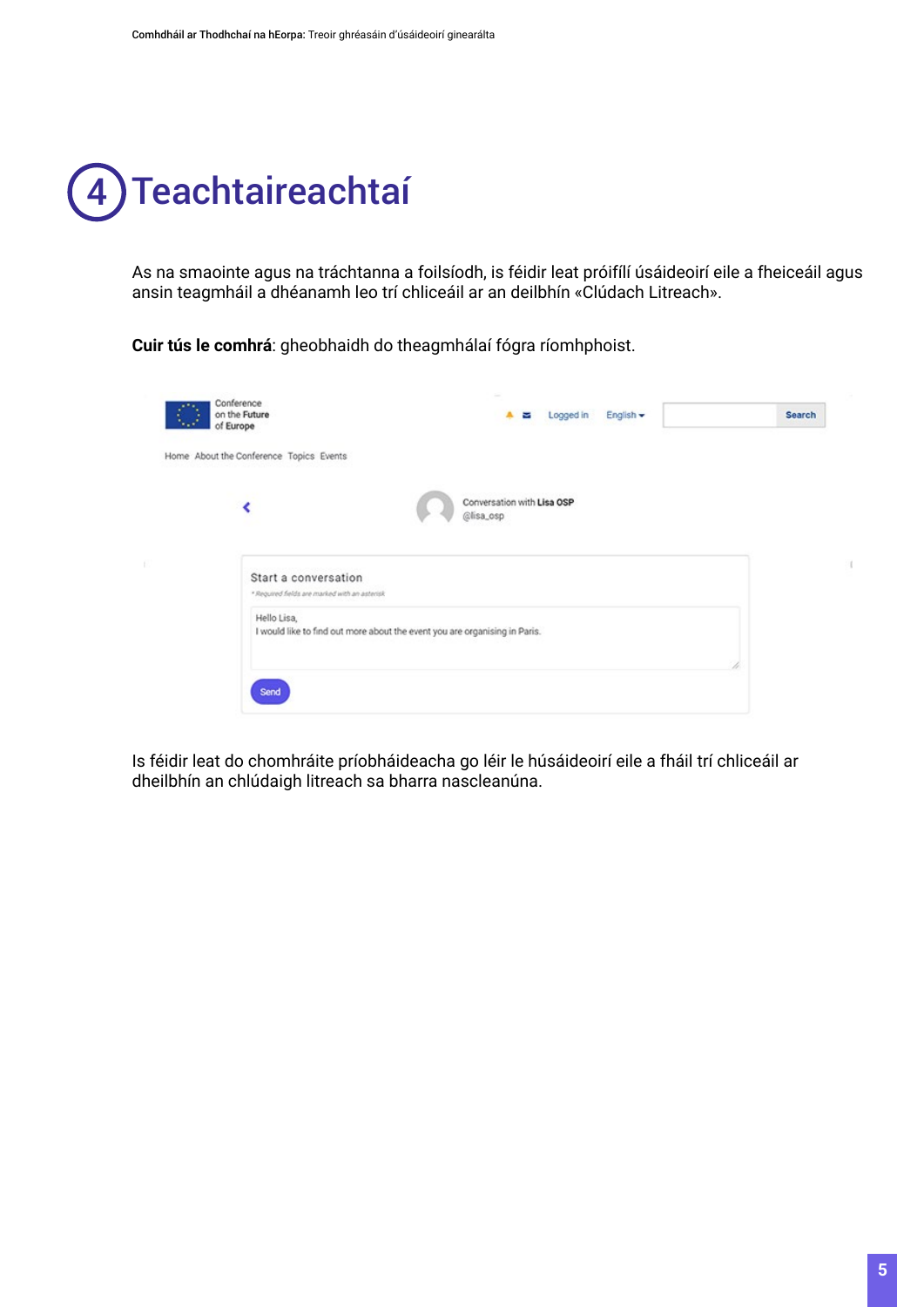# 4 Teachtaireachtaí

As na smaointe agus na tráchtanna a foilsíodh, is féidir leat próifílí úsáideoirí eile a fheiceáil agus ansin teagmháil a dhéanamh leo trí chliceáil ar an deilbhín «Clúdach Litreach».

**Cuir tús le comhrá**: gheobhaidh do theagmhálaí fógra ríomhphoist.

Is féidir leat do chomhráite príobháideacha go léir le húsáideoirí eile a fháil trí chliceáil ar dheilbhín an chlúdaigh litreach sa bharra nascleanúna.